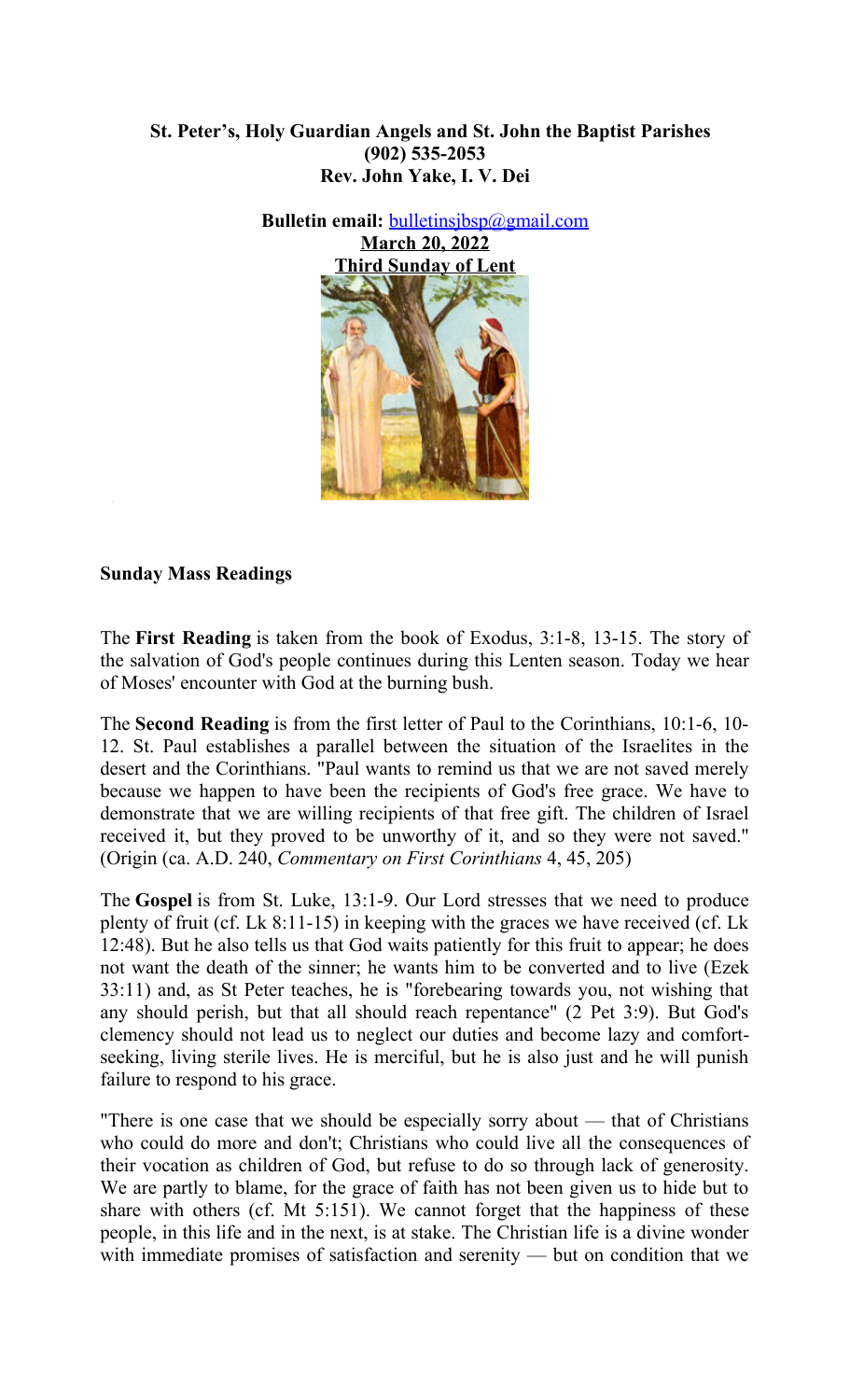**St. Peter's, Holy Guardian Angels and St. John the Baptist Parishes**
**(902) 535-2053**
**Rev. John Yake, I. V. Dei**

**Bulletin email:** bulletinsjbsp@gmail.com
**March 20, 2022**
**Third Sunday of Lent**

**Sunday Mass Readings**

The **First Reading** is taken from the book of Exodus, 3:1-8, 13-15. The story of the salvation of God's people continues during this Lenten season. Today we hear of Moses' encounter with God at the burning bush.

The **Second Reading** is from the first letter of Paul to the Corinthians, 10:1-6, 10-12. St. Paul establishes a parallel between the situation of the Israelites in the desert and the Corinthians. "Paul wants to remind us that we are not saved merely because we happen to have been the recipients of God's free grace. We have to demonstrate that we are willing recipients of that free gift. The children of Israel received it, but they proved to be unworthy of it, and so they were not saved." (Origin (ca. A.D. 240, *Commentary on First Corinthians* 4, 45, 205)

The **Gospel** is from St. Luke, 13:1-9. Our Lord stresses that we need to produce plenty of fruit (cf. Lk 8:11-15) in keeping with the graces we have received (cf. Lk 12:48). But he also tells us that God waits patiently for this fruit to appear; he does not want the death of the sinner; he wants him to be converted and to live (Ezek 33:11) and, as St Peter teaches, he is "forebearing towards you, not wishing that any should perish, but that all should reach repentance" (2 Pet 3:9). But God's clemency should not lead us to neglect our duties and become lazy and comfort-seeking, living sterile lives. He is merciful, but he is also just and he will punish failure to respond to his grace.

"There is one case that we should be especially sorry about — that of Christians who could do more and don't; Christians who could live all the consequences of their vocation as children of God, but refuse to do so through lack of generosity. We are partly to blame, for the grace of faith has not been given us to hide but to share with others (cf. Mt 5:151). We cannot forget that the happiness of these people, in this life and in the next, is at stake. The Christian life is a divine wonder with immediate promises of satisfaction and serenity — but on condition that we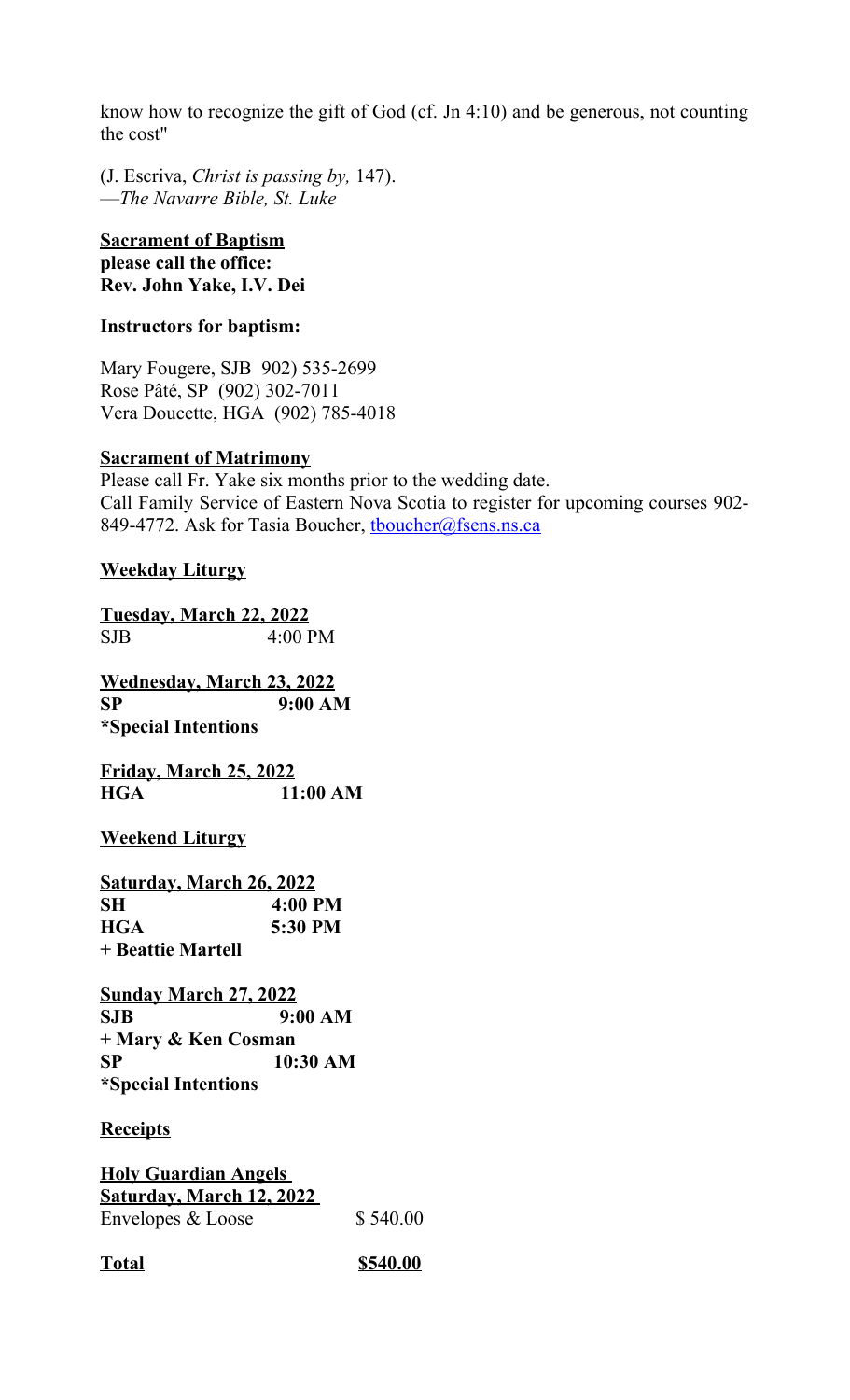know how to recognize the gift of God (cf. Jn 4:10) and be generous, not counting the cost"

(J. Escriva, *Christ is passing by,* 147).
—*The Navarre Bible, St. Luke*

**Sacrament of Baptism**
**please call the office:**
**Rev. John Yake, I.V. Dei**

**Instructors for baptism:**

Mary Fougere, SJB 902) 535-2699
Rose Pâté, SP (902) 302-7011
Vera Doucette, HGA (902) 785-4018

**Sacrament of Matrimony**
Please call Fr. Yake six months prior to the wedding date.
Call Family Service of Eastern Nova Scotia to register for upcoming courses 902-849-4772. Ask for Tasia Boucher, tboucher@fsens.ns.ca

**Weekday Liturgy**

**Tuesday, March 22, 2022**
SJB 4:00 PM

**Wednesday, March 23, 2022**
**SP 9:00 AM**
**\*Special Intentions**

**Friday, March 25, 2022**
**HGA 11:00 AM**

**Weekend Liturgy**

**Saturday, March 26, 2022**
**SH 4:00 PM**
**HGA 5:30 PM**
**+ Beattie Martell**

**Sunday March 27, 2022**
**SJB 9:00 AM**
**+ Mary & Ken Cosman**
**SP 10:30 AM**
**\*Special Intentions**

**Receipts**

**Holy Guardian Angels**
**Saturday, March 12, 2022**

| | |
|---|---|
| Envelopes & Loose | $ 540.00 |
| **Total** | **$540.00** |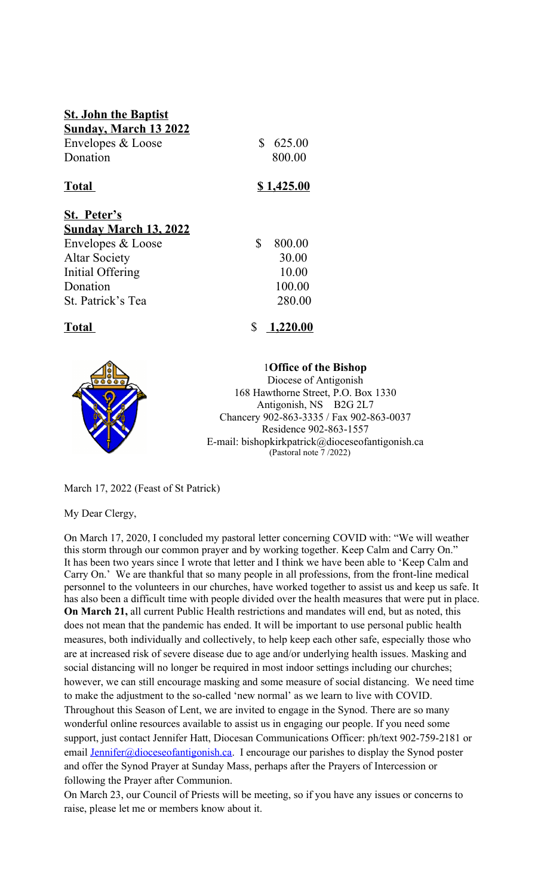**St. John the Baptist**
**Sunday, March 13 2022**

| | |
|---|---|
| Envelopes & Loose | $ 625.00 |
| Donation | 800.00 |
| **Total** | **$ 1,425.00** |

**St. Peter's**
**Sunday March 13, 2022**

| | |
|---|---|
| Envelopes & Loose | $ 800.00 |
| Altar Society | 30.00 |
| Initial Offering | 10.00 |
| Donation | 100.00 |
| St. Patrick's Tea | 280.00 |
| **Total** | $ **1,220.00** |

1**Office of the Bishop**
Diocese of Antigonish
168 Hawthorne Street, P.O. Box 1330
Antigonish, NS B2G 2L7
Chancery 902-863-3335 / Fax 902-863-0037
Residence 902-863-1557
E-mail: bishopkirkpatrick@dioceseofantigonish.ca
(Pastoral note 7 /2022)

March 17, 2022 (Feast of St Patrick)

My Dear Clergy,

On March 17, 2020, I concluded my pastoral letter concerning COVID with: "We will weather this storm through our common prayer and by working together. Keep Calm and Carry On." It has been two years since I wrote that letter and I think we have been able to 'Keep Calm and Carry On.' We are thankful that so many people in all professions, from the front-line medical personnel to the volunteers in our churches, have worked together to assist us and keep us safe. It has also been a difficult time with people divided over the health measures that were put in place. **On March 21,** all current Public Health restrictions and mandates will end, but as noted, this does not mean that the pandemic has ended. It will be important to use personal public health measures, both individually and collectively, to help keep each other safe, especially those who are at increased risk of severe disease due to age and/or underlying health issues. Masking and social distancing will no longer be required in most indoor settings including our churches; however, we can still encourage masking and some measure of social distancing. We need time to make the adjustment to the so-called 'new normal' as we learn to live with COVID.

Throughout this Season of Lent, we are invited to engage in the Synod. There are so many wonderful online resources available to assist us in engaging our people. If you need some support, just contact Jennifer Hatt, Diocesan Communications Officer: ph/text 902-759-2181 or email Jennifer@dioceseofantigonish.ca. I encourage our parishes to display the Synod poster and offer the Synod Prayer at Sunday Mass, perhaps after the Prayers of Intercession or following the Prayer after Communion.

On March 23, our Council of Priests will be meeting, so if you have any issues or concerns to raise, please let me or members know about it.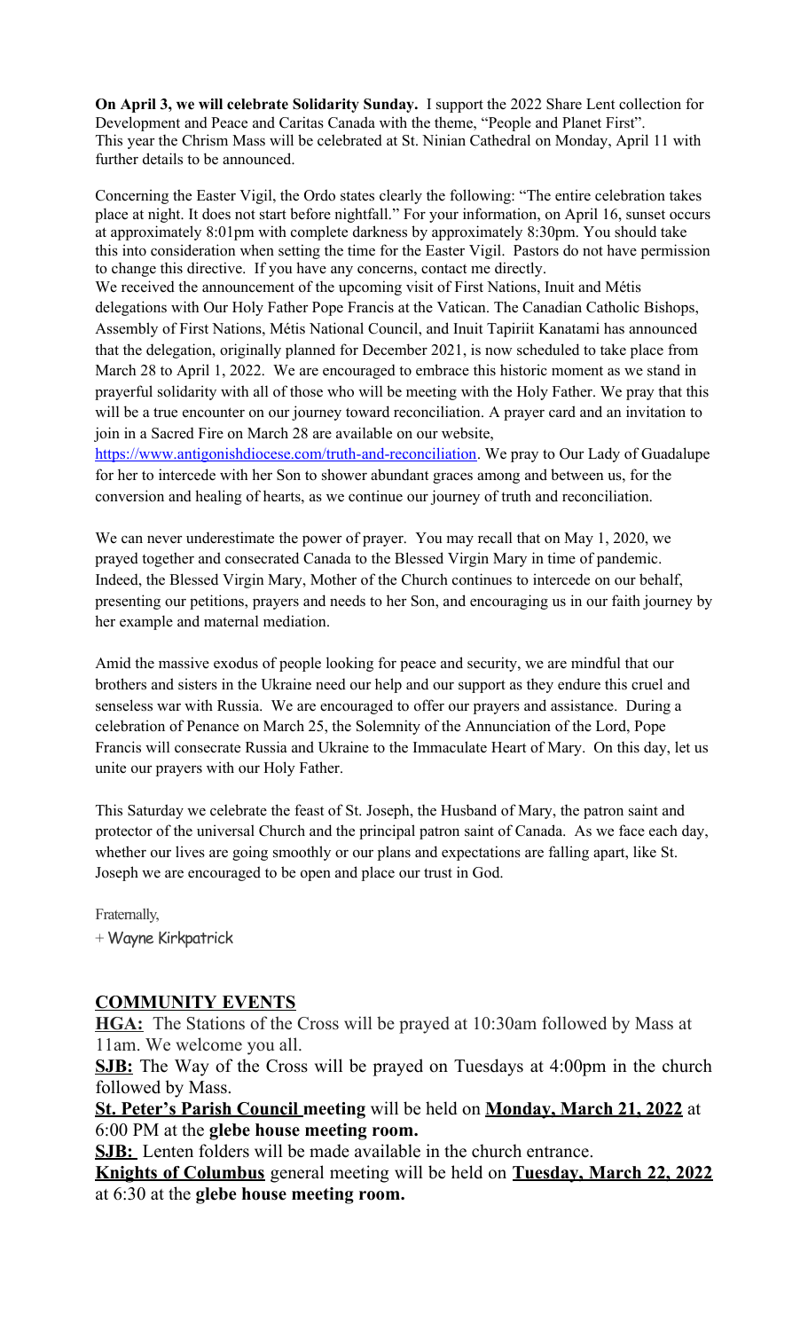**On April 3, we will celebrate Solidarity Sunday.** I support the 2022 Share Lent collection for Development and Peace and Caritas Canada with the theme, "People and Planet First". This year the Chrism Mass will be celebrated at St. Ninian Cathedral on Monday, April 11 with further details to be announced.

Concerning the Easter Vigil, the Ordo states clearly the following: "The entire celebration takes place at night. It does not start before nightfall." For your information, on April 16, sunset occurs at approximately 8:01pm with complete darkness by approximately 8:30pm. You should take this into consideration when setting the time for the Easter Vigil. Pastors do not have permission to change this directive. If you have any concerns, contact me directly.

We received the announcement of the upcoming visit of First Nations, Inuit and Métis delegations with Our Holy Father Pope Francis at the Vatican. The Canadian Catholic Bishops, Assembly of First Nations, Métis National Council, and Inuit Tapiriit Kanatami has announced that the delegation, originally planned for December 2021, is now scheduled to take place from March 28 to April 1, 2022. We are encouraged to embrace this historic moment as we stand in prayerful solidarity with all of those who will be meeting with the Holy Father. We pray that this will be a true encounter on our journey toward reconciliation. A prayer card and an invitation to join in a Sacred Fire on March 28 are available on our website, https://www.antigonishdiocese.com/truth-and-reconciliation. We pray to Our Lady of Guadalupe for her to intercede with her Son to shower abundant graces among and between us, for the conversion and healing of hearts, as we continue our journey of truth and reconciliation.

We can never underestimate the power of prayer. You may recall that on May 1, 2020, we prayed together and consecrated Canada to the Blessed Virgin Mary in time of pandemic. Indeed, the Blessed Virgin Mary, Mother of the Church continues to intercede on our behalf, presenting our petitions, prayers and needs to her Son, and encouraging us in our faith journey by her example and maternal mediation.

Amid the massive exodus of people looking for peace and security, we are mindful that our brothers and sisters in the Ukraine need our help and our support as they endure this cruel and senseless war with Russia. We are encouraged to offer our prayers and assistance. During a celebration of Penance on March 25, the Solemnity of the Annunciation of the Lord, Pope Francis will consecrate Russia and Ukraine to the Immaculate Heart of Mary. On this day, let us unite our prayers with our Holy Father.

This Saturday we celebrate the feast of St. Joseph, the Husband of Mary, the patron saint and protector of the universal Church and the principal patron saint of Canada. As we face each day, whether our lives are going smoothly or our plans and expectations are falling apart, like St. Joseph we are encouraged to be open and place our trust in God.

Fraternally,

+ Wayne Kirkpatrick

## COMMUNITY EVENTS

**HGA:** The Stations of the Cross will be prayed at 10:30am followed by Mass at 11am. We welcome you all.

**SJB:** The Way of the Cross will be prayed on Tuesdays at 4:00pm in the church followed by Mass.

**St. Peter's Parish Council meeting** will be held on **Monday, March 21, 2022** at 6:00 PM at the **glebe house meeting room.**

**SJB:** Lenten folders will be made available in the church entrance.

**Knights of Columbus** general meeting will be held on **Tuesday, March 22, 2022** at 6:30 at the **glebe house meeting room.**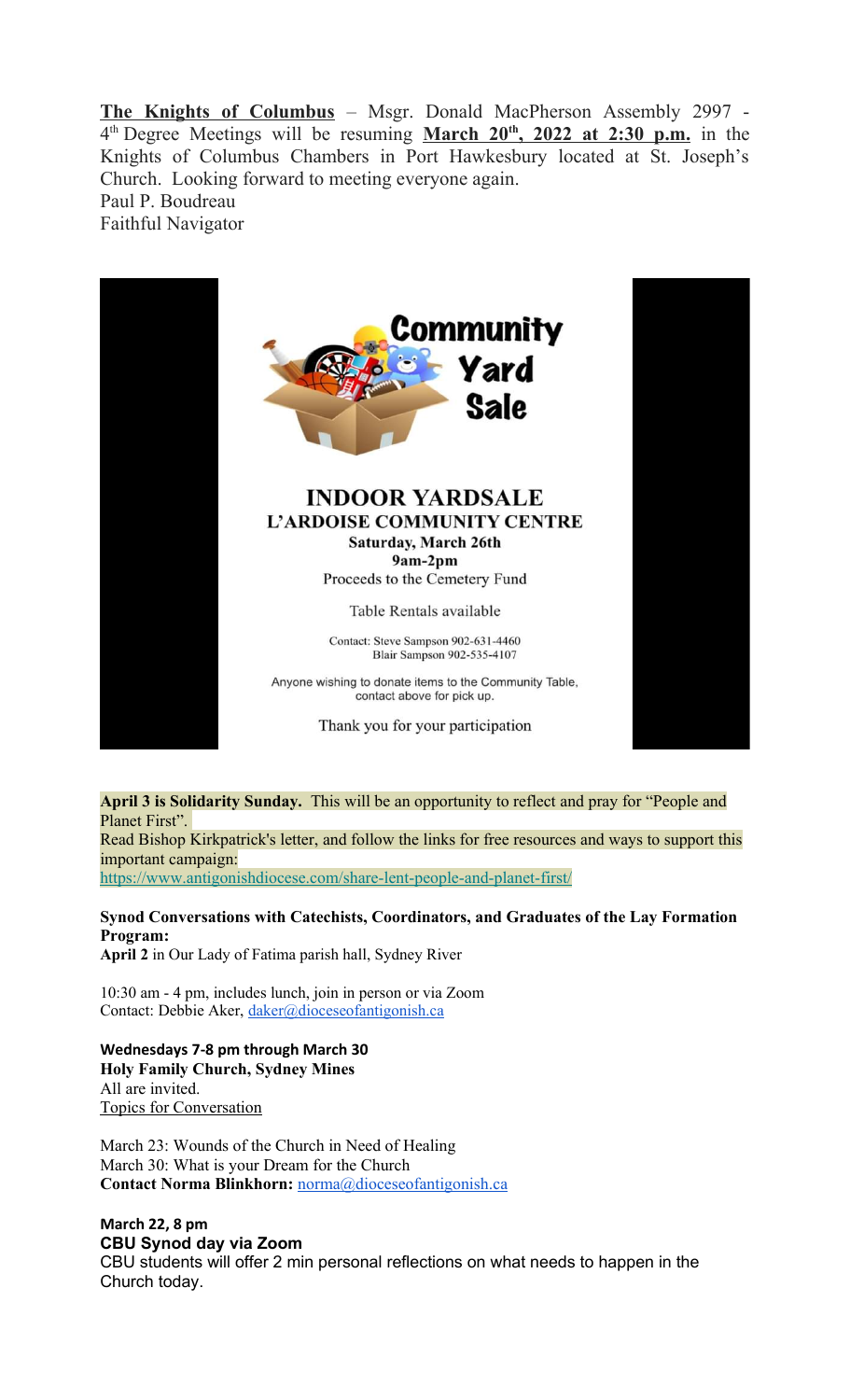**The Knights of Columbus** – Msgr. Donald MacPherson Assembly 2997 - 4th Degree Meetings will be resuming **March 20th, 2022 at 2:30 p.m.** in the Knights of Columbus Chambers in Port Hawkesbury located at St. Joseph's Church. Looking forward to meeting everyone again.
Paul P. Boudreau
Faithful Navigator

**Community Yard Sale**

**INDOOR YARDSALE**
**L'ARDOISE COMMUNITY CENTRE**
**Saturday, March 26th**
**9am-2pm**
Proceeds to the Cemetery Fund

Table Rentals available

Contact: Steve Sampson 902-631-4460
Blair Sampson 902-535-4107

Anyone wishing to donate items to the Community Table, contact above for pick up.

Thank you for your participation

**April 3 is Solidarity Sunday.** This will be an opportunity to reflect and pray for "People and Planet First".
Read Bishop Kirkpatrick's letter, and follow the links for free resources and ways to support this important campaign:
https://www.antigonishdiocese.com/share-lent-people-and-planet-first/

**Synod Conversations with Catechists, Coordinators, and Graduates of the Lay Formation Program:**
**April 2** in Our Lady of Fatima parish hall, Sydney River

10:30 am - 4 pm, includes lunch, join in person or via Zoom
Contact: Debbie Aker, daker@dioceseofantigonish.ca

**Wednesdays 7-8 pm through March 30**
**Holy Family Church, Sydney Mines**
All are invited.
Topics for Conversation

March 23: Wounds of the Church in Need of Healing
March 30: What is your Dream for the Church
**Contact Norma Blinkhorn:** norma@dioceseofantigonish.ca

**March 22, 8 pm**
**CBU Synod day via Zoom**
CBU students will offer 2 min personal reflections on what needs to happen in the Church today.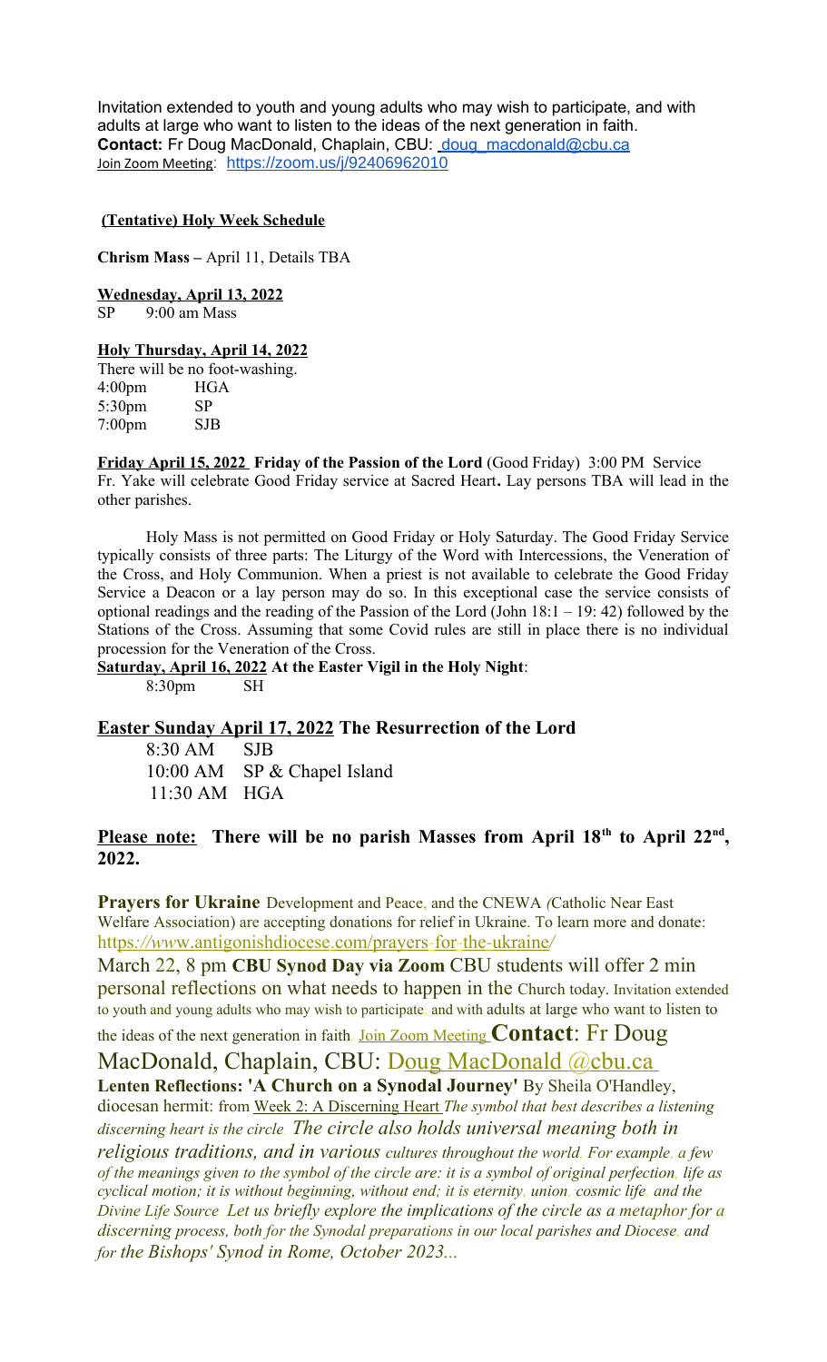Invitation extended to youth and young adults who may wish to participate, and with adults at large who want to listen to the ideas of the next generation in faith.
**Contact:** Fr Doug MacDonald, Chaplain, CBU: doug_macdonald@cbu.ca
Join Zoom Meeting: https://zoom.us/j/92406962010

**(Tentative) Holy Week Schedule**

**Chrism Mass –** April 11, Details TBA

**Wednesday, April 13, 2022**
SP 9:00 am Mass

**Holy Thursday, April 14, 2022**
There will be no foot-washing.

4:00pm HGA
5:30pm SP
7:00pm SJB

**Friday April 15, 2022 Friday of the Passion of the Lord** (Good Friday) 3:00 PM Service
Fr. Yake will celebrate Good Friday service at Sacred Heart**.** Lay persons TBA will lead in the other parishes.

Holy Mass is not permitted on Good Friday or Holy Saturday. The Good Friday Service typically consists of three parts: The Liturgy of the Word with Intercessions, the Veneration of the Cross, and Holy Communion. When a priest is not available to celebrate the Good Friday Service a Deacon or a lay person may do so. In this exceptional case the service consists of optional readings and the reading of the Passion of the Lord (John 18:1 – 19: 42) followed by the Stations of the Cross. Assuming that some Covid rules are still in place there is no individual procession for the Veneration of the Cross.

**Saturday, April 16, 2022 At the Easter Vigil in the Holy Night**:
8:30pm SH

**Easter Sunday April 17, 2022 The Resurrection of the Lord**

8:30 AM SJB
10:00 AM SP & Chapel Island
11:30 AM HGA

**Please note: There will be no parish Masses from April 18th to April 22nd, 2022.**

**Prayers for Ukraine** Development and Peace, and the CNEWA *(*Catholic Near East Welfare Association) are accepting donations for relief in Ukraine. To learn more and donate: https://www.antigonishdiocese.com/prayers-for-the-ukraine/

March 22, 8 pm **CBU Synod Day via Zoom** CBU students will offer 2 min personal reflections on what needs to happen in the Church today. Invitation extended to youth and young adults who may wish to participate, and with adults at large who want to listen to the ideas of the next generation in faith Join Zoom Meeting **Contact**: Fr Doug MacDonald, Chaplain, CBU: Doug MacDonald @cbu.ca

**Lenten Reflections: 'A Church on a Synodal Journey'** By Sheila O'Handley, diocesan hermit: from Week 2: A Discerning Heart *The symbol that best describes a listening discerning heart is the circle. The circle also holds universal meaning both in religious traditions, and in various cultures throughout the world. For example, a few of the meanings given to the symbol of the circle are: it is a symbol of original perfection, life as cyclical motion; it is without beginning, without end; it is eternity, union, cosmic life, and the Divine Life Source. Let us briefly explore the implications of the circle as a metaphor for a discerning process, both for the Synodal preparations in our local parishes and Diocese, and for the Bishops' Synod in Rome, October 2023...*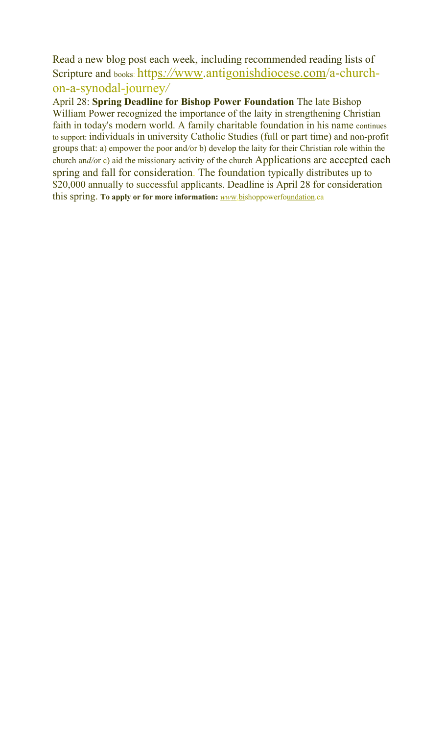Read a new blog post each week, including recommended reading lists of Scripture and books: https://www.antigonishdiocese.com/a-church-on-a-synodal-journey/

April 28: **Spring Deadline for Bishop Power Foundation** The late Bishop William Power recognized the importance of the laity in strengthening Christian faith in today's modern world. A family charitable foundation in his name continues to support: individuals in university Catholic Studies (full or part time) and non-profit groups that: a) empower the poor and/or b) develop the laity for their Christian role within the church and/or c) aid the missionary activity of the church Applications are accepted each spring and fall for consideration. The foundation typically distributes up to $20,000 annually to successful applicants. Deadline is April 28 for consideration this spring. **To apply or for more information:** www.bishoppowerfoundation.ca